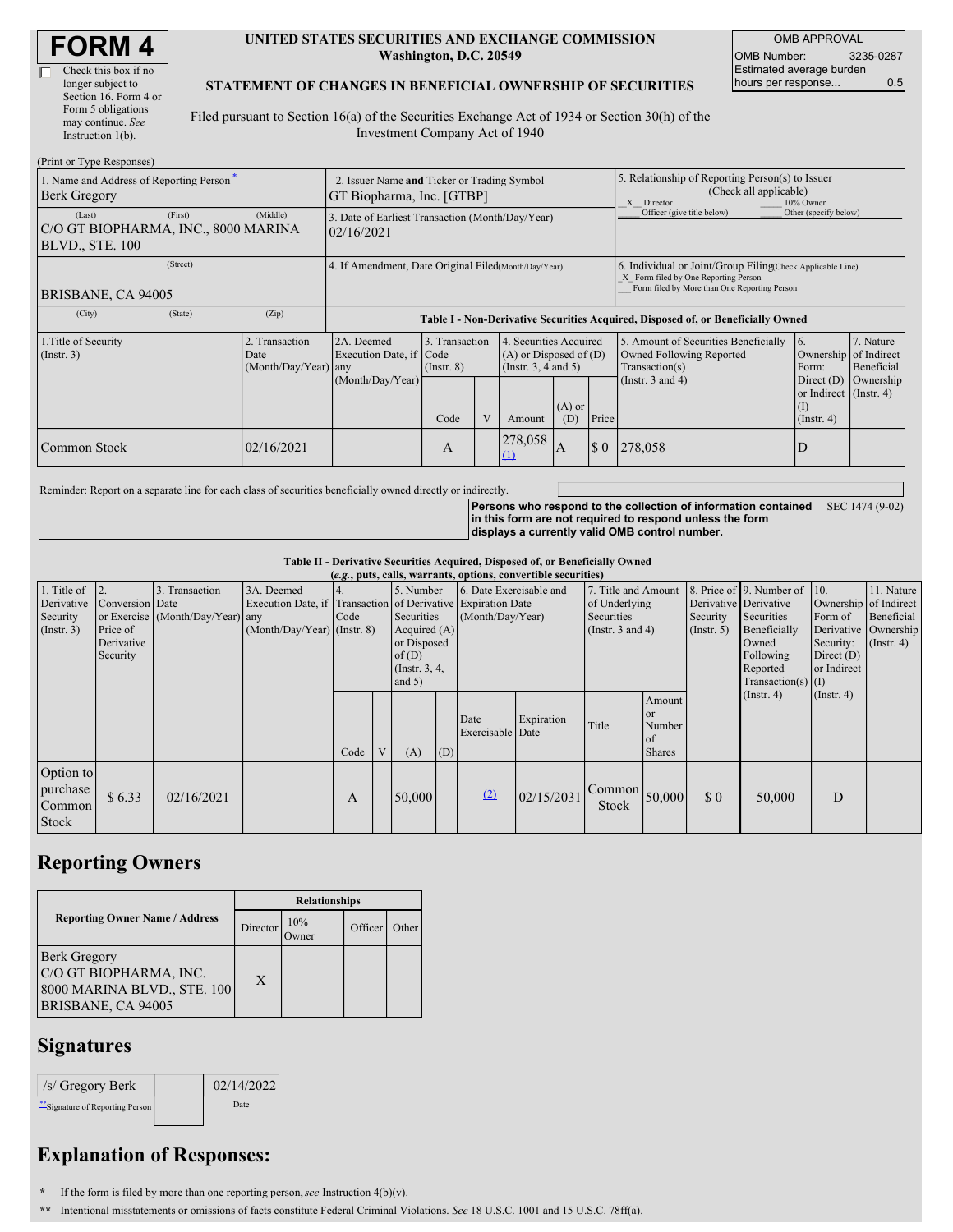# FORM 4

☐ Check this box if no longer subject to Section 16. Form 4 or Form 5 obligations may continue. *See* Instruction 1(b).

**UNITED STATES SECURITIES AND EXCHANGE COMMISSION**
**Washington, D.C. 20549**

**STATEMENT OF CHANGES IN BENEFICIAL OWNERSHIP OF SECURITIES**

Filed pursuant to Section 16(a) of the Securities Exchange Act of 1934 or Section 30(h) of the Investment Company Act of 1940

| OMB APPROVAL | |
|---|---|
| OMB Number: | 3235-0287 |
| Estimated average burden hours per response... | 0.5 |

(Print or Type Responses)

| 1. Name and Address of Reporting Person* | 2. Issuer Name and Ticker or Trading Symbol | 5. Relationship of Reporting Person(s) to Issuer (Check all applicable) |
|---|---|---|
| Berk Gregory | GT Biopharma, Inc. [GTBP] | _X_ Director ___ 10% Owner ___ Officer (give title below) ___ Other (specify below) |
| (Last) (First) (Middle) C/O GT BIOPHARMA, INC., 8000 MARINA BLVD., STE. 100 | 3. Date of Earliest Transaction (Month/Day/Year) 02/16/2021 | |
| (Street) BRISBANE, CA 94005 | 4. If Amendment, Date Original Filed (Month/Day/Year) | 6. Individual or Joint/Group Filing (Check Applicable Line) _X_ Form filed by One Reporting Person ___ Form filed by More than One Reporting Person |
| (City) (State) (Zip) | | |

**Table I - Non-Derivative Securities Acquired, Disposed of, or Beneficially Owned**

| 1.Title of Security (Instr. 3) | 2. Transaction Date (Month/Day/Year) | 2A. Deemed Execution Date, if any (Month/Day/Year) | 3. Transaction Code (Instr. 8) Code | V | 4. Securities Acquired (A) or Disposed of (D) (Instr. 3, 4 and 5) Amount | (A) or (D) | Price | 5. Amount of Securities Beneficially Owned Following Reported Transaction(s) (Instr. 3 and 4) | 6. Ownership Form: Direct (D) or Indirect (I) (Instr. 4) | 7. Nature of Indirect Beneficial Ownership (Instr. 4) |
|---|---|---|---|---|---|---|---|---|---|---|
| Common Stock | 02/16/2021 | | A | | 278,058 (1) | A | $ 0 | 278,058 | D | |

Reminder: Report on a separate line for each class of securities beneficially owned directly or indirectly.

**Persons who respond to the collection of information contained in this form are not required to respond unless the form displays a currently valid OMB control number.** SEC 1474 (9-02)

**Table II - Derivative Securities Acquired, Disposed of, or Beneficially Owned**
***(e.g., puts, calls, warrants, options, convertible securities)***

| 1. Title of Derivative Security (Instr. 3) | 2. Conversion or Exercise Price of Derivative Security | 3. Transaction Date (Month/Day/Year) | 3A. Deemed Execution Date, if any (Month/Day/Year) | 4. Transaction Code (Instr. 8) Code | V | 5. Number of Derivative Securities Acquired (A) or Disposed of (D) (Instr. 3, 4, and 5) (A) | (D) | 6. Date Exercisable and Expiration Date (Month/Day/Year) Date Exercisable | Expiration Date | 7. Title and Amount of Underlying Securities (Instr. 3 and 4) Title | Amount or Number of Shares | 8. Price of Derivative Security (Instr. 5) | 9. Number of Derivative Securities Beneficially Owned Following Reported Transaction(s) (Instr. 4) | 10. Ownership Form of Derivative Security: Direct (D) or Indirect (I) (Instr. 4) | 11. Nature of Indirect Beneficial Ownership (Instr. 4) |
|---|---|---|---|---|---|---|---|---|---|---|---|---|---|---|---|
| Option to purchase Common Stock | $ 6.33 | 02/16/2021 | | A | | 50,000 | | (2) | 02/15/2031 | Common Stock | 50,000 | $ 0 | 50,000 | D | |

## Reporting Owners

| Reporting Owner Name / Address | Director | 10% Owner | Officer | Other |
|---|---|---|---|---|
| Berk Gregory C/O GT BIOPHARMA, INC. 8000 MARINA BLVD., STE. 100 BRISBANE, CA 94005 | X | | | |

## Signatures

| /s/ Gregory Berk | 02/14/2022 |
|---|---|
| **Signature of Reporting Person | Date |

## Explanation of Responses:

\* If the form is filed by more than one reporting person, *see* Instruction 4(b)(v).

\** Intentional misstatements or omissions of facts constitute Federal Criminal Violations. *See* 18 U.S.C. 1001 and 15 U.S.C. 78ff(a).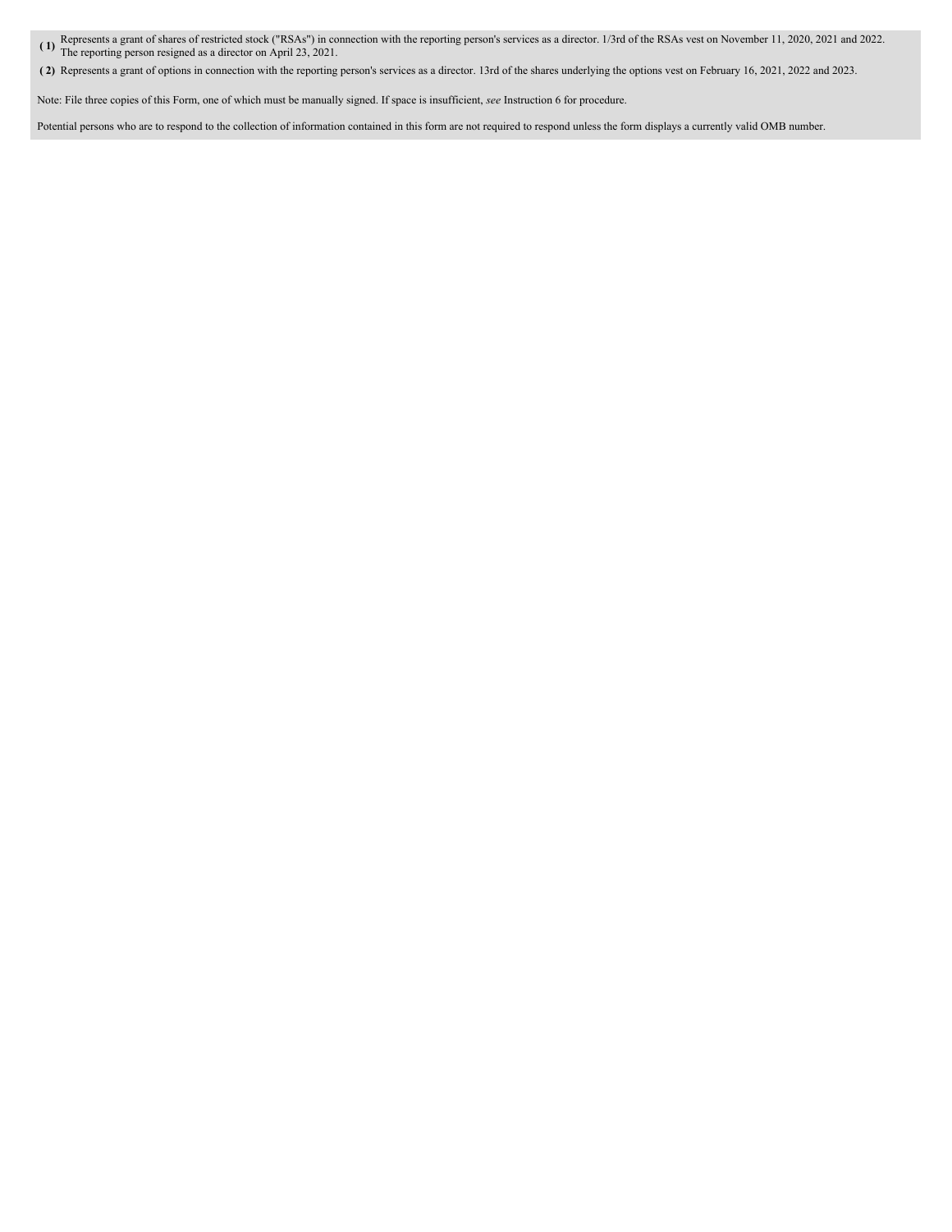**( 1)** Represents a grant of shares of restricted stock ("RSAs") in connection with the reporting person's services as a director. 1/3rd of the RSAs vest on November 11, 2020, 2021 and 2022. The reporting person resigned as a director on April 23, 2021.

**( 2)** Represents a grant of options in connection with the reporting person's services as a director. 13rd of the shares underlying the options vest on February 16, 2021, 2022 and 2023.

Note: File three copies of this Form, one of which must be manually signed. If space is insufficient, *see* Instruction 6 for procedure.

Potential persons who are to respond to the collection of information contained in this form are not required to respond unless the form displays a currently valid OMB number.